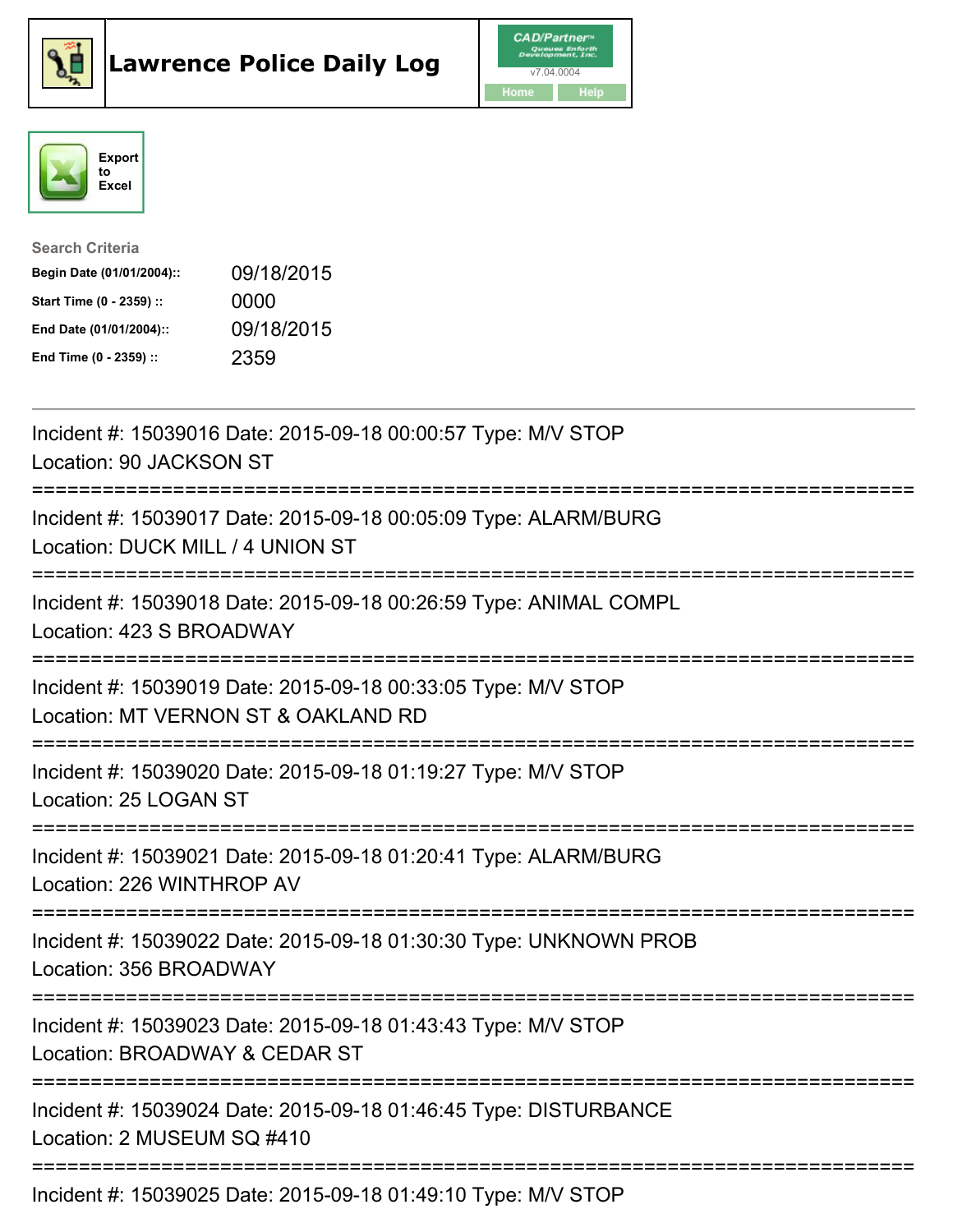# Lawrence Police Daily Log

CAD/Partner™ Queues Enforth Development, Inc.
v7.04.0004
Home Help

Export to Excel

**Search Criteria**

| | |
|---|---|
| **Begin Date (01/01/2004)::** | 09/18/2015 |
| **Start Time (0 - 2359) ::** | 0000 |
| **End Date (01/01/2004)::** | 09/18/2015 |
| **End Time (0 - 2359) ::** | 2359 |

---

Incident #: 15039016 Date: 2015-09-18 00:00:57 Type: M/V STOP
Location: 90 JACKSON ST

===========================================================================

Incident #: 15039017 Date: 2015-09-18 00:05:09 Type: ALARM/BURG
Location: DUCK MILL / 4 UNION ST

===========================================================================

Incident #: 15039018 Date: 2015-09-18 00:26:59 Type: ANIMAL COMPL
Location: 423 S BROADWAY

===========================================================================

Incident #: 15039019 Date: 2015-09-18 00:33:05 Type: M/V STOP
Location: MT VERNON ST & OAKLAND RD

===========================================================================

Incident #: 15039020 Date: 2015-09-18 01:19:27 Type: M/V STOP
Location: 25 LOGAN ST

===========================================================================

Incident #: 15039021 Date: 2015-09-18 01:20:41 Type: ALARM/BURG
Location: 226 WINTHROP AV

===========================================================================

Incident #: 15039022 Date: 2015-09-18 01:30:30 Type: UNKNOWN PROB
Location: 356 BROADWAY

===========================================================================

Incident #: 15039023 Date: 2015-09-18 01:43:43 Type: M/V STOP
Location: BROADWAY & CEDAR ST

===========================================================================

Incident #: 15039024 Date: 2015-09-18 01:46:45 Type: DISTURBANCE
Location: 2 MUSEUM SQ #410

===========================================================================

Incident #: 15039025 Date: 2015-09-18 01:49:10 Type: M/V STOP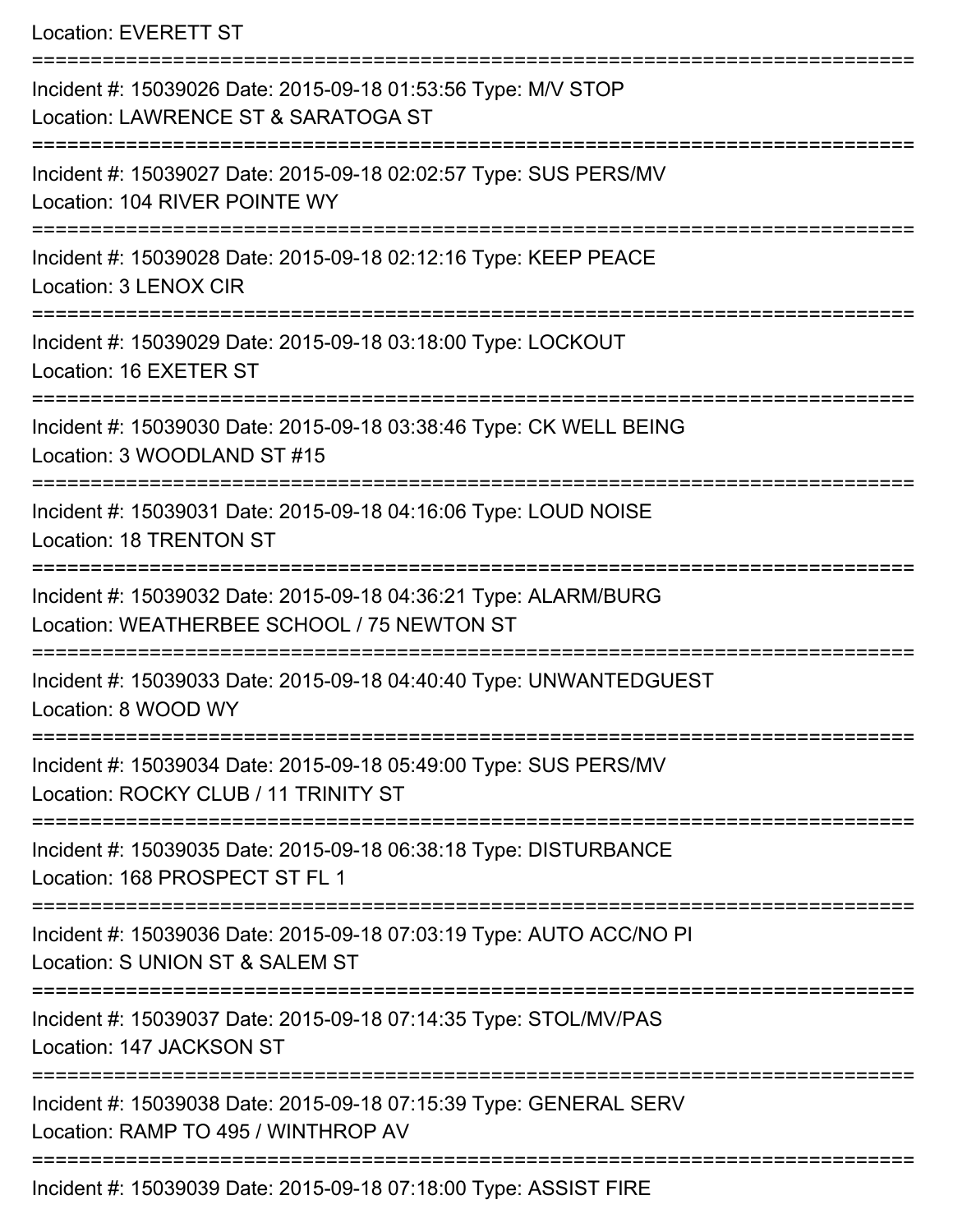Location: EVERETT ST

===========================================================================

Incident #: 15039026 Date: 2015-09-18 01:53:56 Type: M/V STOP

Location: LAWRENCE ST & SARATOGA ST

===========================================================================

Incident #: 15039027 Date: 2015-09-18 02:02:57 Type: SUS PERS/MV

Location: 104 RIVER POINTE WY

===========================================================================

Incident #: 15039028 Date: 2015-09-18 02:12:16 Type: KEEP PEACE

Location: 3 LENOX CIR

===========================================================================

Incident #: 15039029 Date: 2015-09-18 03:18:00 Type: LOCKOUT

Location: 16 EXETER ST

===========================================================================

Incident #: 15039030 Date: 2015-09-18 03:38:46 Type: CK WELL BEING

Location: 3 WOODLAND ST #15

===========================================================================

Incident #: 15039031 Date: 2015-09-18 04:16:06 Type: LOUD NOISE

Location: 18 TRENTON ST

===========================================================================

Incident #: 15039032 Date: 2015-09-18 04:36:21 Type: ALARM/BURG

Location: WEATHERBEE SCHOOL / 75 NEWTON ST

===========================================================================

Incident #: 15039033 Date: 2015-09-18 04:40:40 Type: UNWANTEDGUEST

Location: 8 WOOD WY

===========================================================================

Incident #: 15039034 Date: 2015-09-18 05:49:00 Type: SUS PERS/MV

Location: ROCKY CLUB / 11 TRINITY ST

===========================================================================

Incident #: 15039035 Date: 2015-09-18 06:38:18 Type: DISTURBANCE

Location: 168 PROSPECT ST FL 1

===========================================================================

Incident #: 15039036 Date: 2015-09-18 07:03:19 Type: AUTO ACC/NO PI

Location: S UNION ST & SALEM ST

===========================================================================

Incident #: 15039037 Date: 2015-09-18 07:14:35 Type: STOL/MV/PAS

Location: 147 JACKSON ST

===========================================================================

Incident #: 15039038 Date: 2015-09-18 07:15:39 Type: GENERAL SERV

Location: RAMP TO 495 / WINTHROP AV

===========================================================================

Incident #: 15039039 Date: 2015-09-18 07:18:00 Type: ASSIST FIRE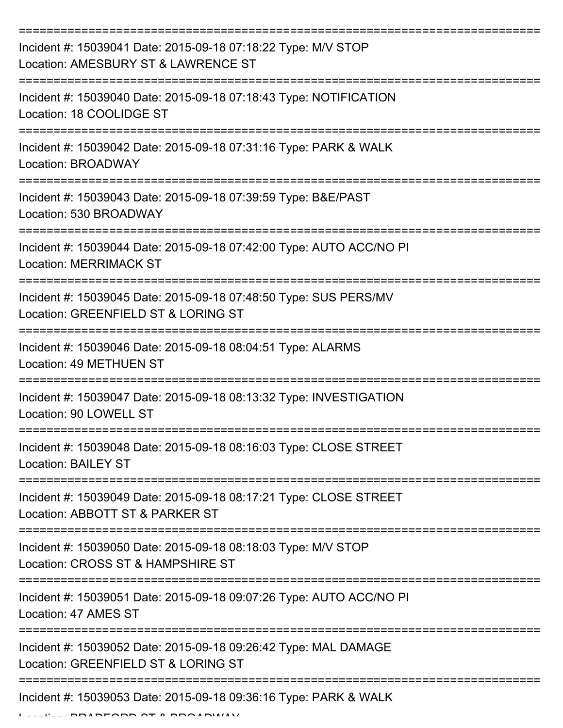===========================================================================

Incident #: 15039041 Date: 2015-09-18 07:18:22 Type: M/V STOP
Location: AMESBURY ST & LAWRENCE ST

===========================================================================

Incident #: 15039040 Date: 2015-09-18 07:18:43 Type: NOTIFICATION
Location: 18 COOLIDGE ST

===========================================================================

Incident #: 15039042 Date: 2015-09-18 07:31:16 Type: PARK & WALK
Location: BROADWAY

===========================================================================

Incident #: 15039043 Date: 2015-09-18 07:39:59 Type: B&E/PAST
Location: 530 BROADWAY

===========================================================================

Incident #: 15039044 Date: 2015-09-18 07:42:00 Type: AUTO ACC/NO PI
Location: MERRIMACK ST

===========================================================================

Incident #: 15039045 Date: 2015-09-18 07:48:50 Type: SUS PERS/MV
Location: GREENFIELD ST & LORING ST

===========================================================================

Incident #: 15039046 Date: 2015-09-18 08:04:51 Type: ALARMS
Location: 49 METHUEN ST

===========================================================================

Incident #: 15039047 Date: 2015-09-18 08:13:32 Type: INVESTIGATION
Location: 90 LOWELL ST

===========================================================================

Incident #: 15039048 Date: 2015-09-18 08:16:03 Type: CLOSE STREET
Location: BAILEY ST

===========================================================================

Incident #: 15039049 Date: 2015-09-18 08:17:21 Type: CLOSE STREET
Location: ABBOTT ST & PARKER ST

===========================================================================

Incident #: 15039050 Date: 2015-09-18 08:18:03 Type: M/V STOP
Location: CROSS ST & HAMPSHIRE ST

===========================================================================

Incident #: 15039051 Date: 2015-09-18 09:07:26 Type: AUTO ACC/NO PI
Location: 47 AMES ST

===========================================================================

Incident #: 15039052 Date: 2015-09-18 09:26:42 Type: MAL DAMAGE
Location: GREENFIELD ST & LORING ST

===========================================================================

Incident #: 15039053 Date: 2015-09-18 09:36:16 Type: PARK & WALK
Location: BRADFORD ST & BROADWAY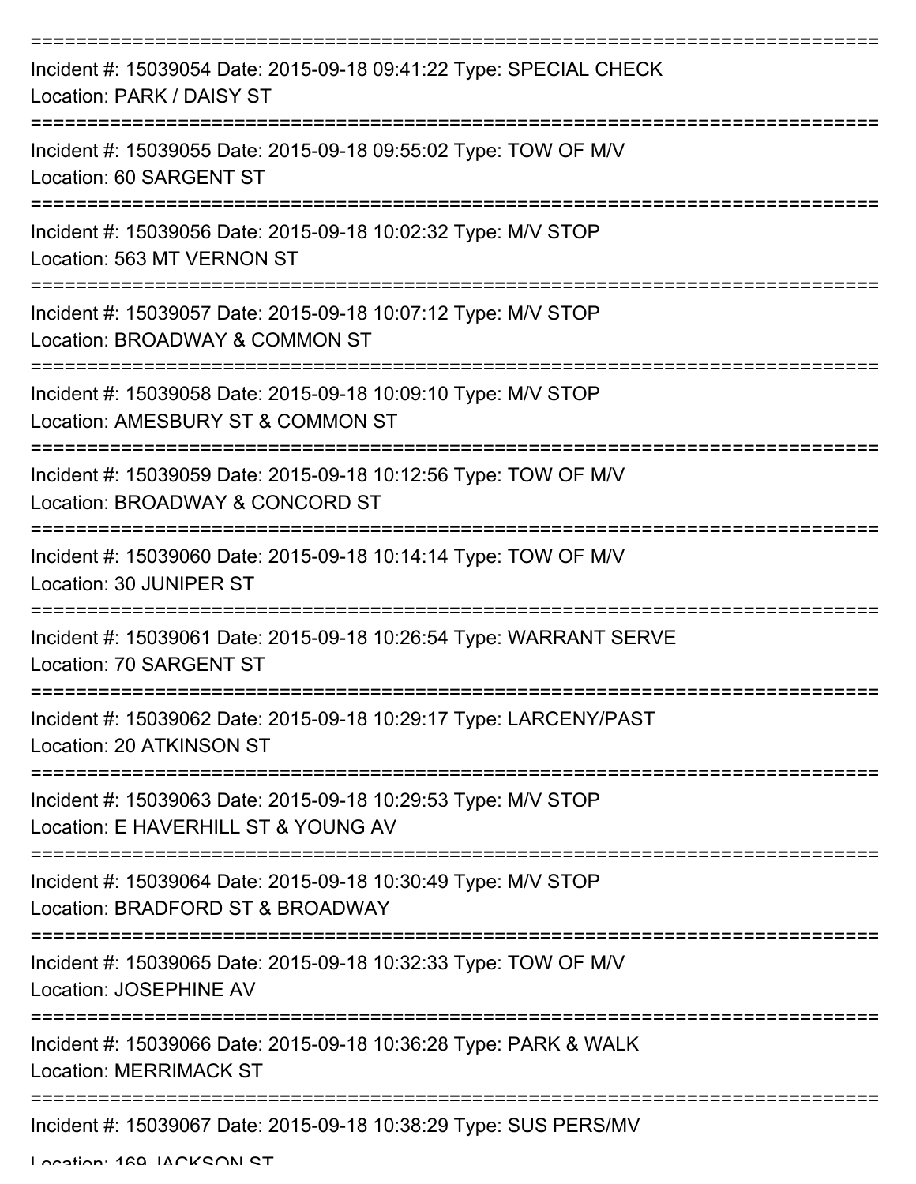===========================================================================
Incident #: 15039054 Date: 2015-09-18 09:41:22 Type: SPECIAL CHECK
Location: PARK / DAISY ST
===========================================================================
Incident #: 15039055 Date: 2015-09-18 09:55:02 Type: TOW OF M/V
Location: 60 SARGENT ST
===========================================================================
Incident #: 15039056 Date: 2015-09-18 10:02:32 Type: M/V STOP
Location: 563 MT VERNON ST
===========================================================================
Incident #: 15039057 Date: 2015-09-18 10:07:12 Type: M/V STOP
Location: BROADWAY & COMMON ST
===========================================================================
Incident #: 15039058 Date: 2015-09-18 10:09:10 Type: M/V STOP
Location: AMESBURY ST & COMMON ST
===========================================================================
Incident #: 15039059 Date: 2015-09-18 10:12:56 Type: TOW OF M/V
Location: BROADWAY & CONCORD ST
===========================================================================
Incident #: 15039060 Date: 2015-09-18 10:14:14 Type: TOW OF M/V
Location: 30 JUNIPER ST
===========================================================================
Incident #: 15039061 Date: 2015-09-18 10:26:54 Type: WARRANT SERVE
Location: 70 SARGENT ST
===========================================================================
Incident #: 15039062 Date: 2015-09-18 10:29:17 Type: LARCENY/PAST
Location: 20 ATKINSON ST
===========================================================================
Incident #: 15039063 Date: 2015-09-18 10:29:53 Type: M/V STOP
Location: E HAVERHILL ST & YOUNG AV
===========================================================================
Incident #: 15039064 Date: 2015-09-18 10:30:49 Type: M/V STOP
Location: BRADFORD ST & BROADWAY
===========================================================================
Incident #: 15039065 Date: 2015-09-18 10:32:33 Type: TOW OF M/V
Location: JOSEPHINE AV
===========================================================================
Incident #: 15039066 Date: 2015-09-18 10:36:28 Type: PARK & WALK
Location: MERRIMACK ST
===========================================================================
Incident #: 15039067 Date: 2015-09-18 10:38:29 Type: SUS PERS/MV
Location: 169 JACKSON ST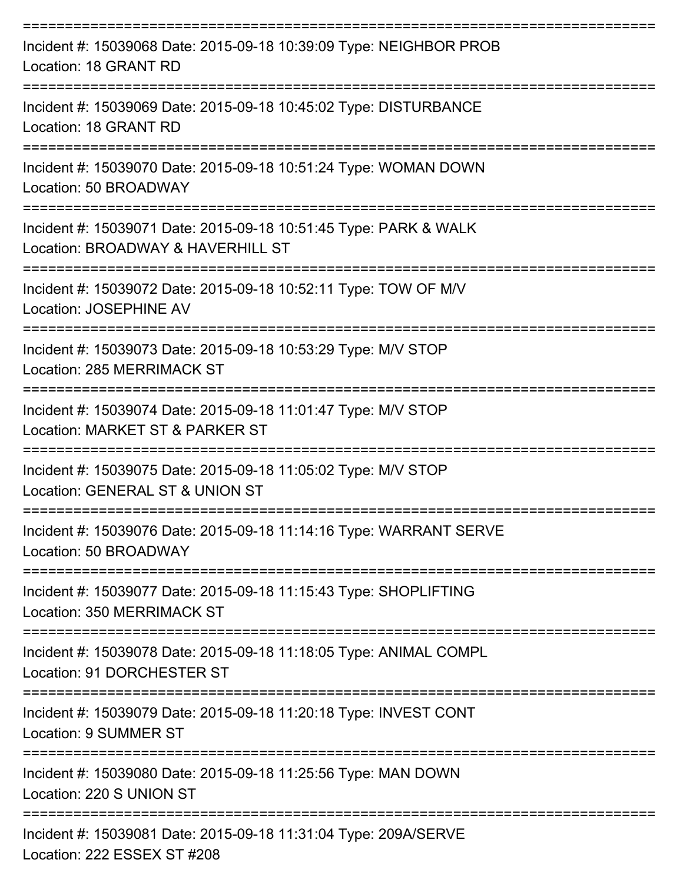===========================================================================

Incident #: 15039068 Date: 2015-09-18 10:39:09 Type: NEIGHBOR PROB
Location: 18 GRANT RD

===========================================================================

Incident #: 15039069 Date: 2015-09-18 10:45:02 Type: DISTURBANCE
Location: 18 GRANT RD

===========================================================================

Incident #: 15039070 Date: 2015-09-18 10:51:24 Type: WOMAN DOWN
Location: 50 BROADWAY

===========================================================================

Incident #: 15039071 Date: 2015-09-18 10:51:45 Type: PARK & WALK
Location: BROADWAY & HAVERHILL ST

===========================================================================

Incident #: 15039072 Date: 2015-09-18 10:52:11 Type: TOW OF M/V
Location: JOSEPHINE AV

===========================================================================

Incident #: 15039073 Date: 2015-09-18 10:53:29 Type: M/V STOP
Location: 285 MERRIMACK ST

===========================================================================

Incident #: 15039074 Date: 2015-09-18 11:01:47 Type: M/V STOP
Location: MARKET ST & PARKER ST

===========================================================================

Incident #: 15039075 Date: 2015-09-18 11:05:02 Type: M/V STOP
Location: GENERAL ST & UNION ST

===========================================================================

Incident #: 15039076 Date: 2015-09-18 11:14:16 Type: WARRANT SERVE
Location: 50 BROADWAY

===========================================================================

Incident #: 15039077 Date: 2015-09-18 11:15:43 Type: SHOPLIFTING
Location: 350 MERRIMACK ST

===========================================================================

Incident #: 15039078 Date: 2015-09-18 11:18:05 Type: ANIMAL COMPL
Location: 91 DORCHESTER ST

===========================================================================

Incident #: 15039079 Date: 2015-09-18 11:20:18 Type: INVEST CONT
Location: 9 SUMMER ST

===========================================================================

Incident #: 15039080 Date: 2015-09-18 11:25:56 Type: MAN DOWN
Location: 220 S UNION ST

===========================================================================

Incident #: 15039081 Date: 2015-09-18 11:31:04 Type: 209A/SERVE
Location: 222 ESSEX ST #208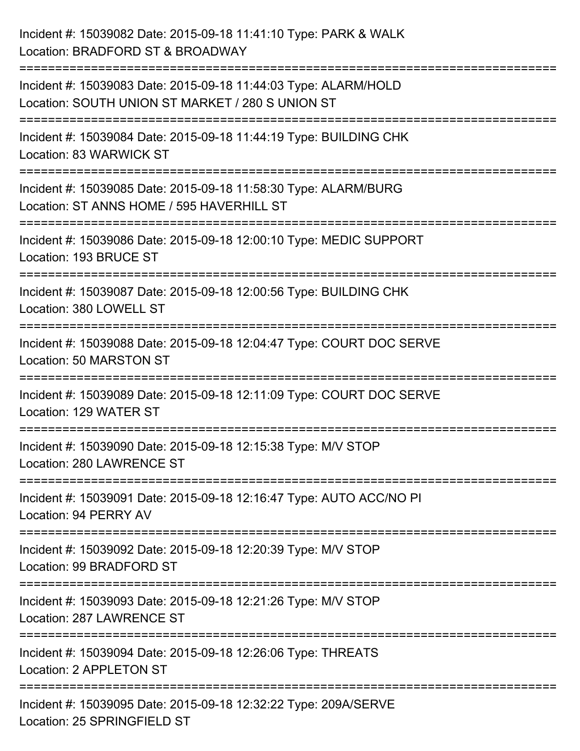Incident #: 15039082 Date: 2015-09-18 11:41:10 Type: PARK & WALK
Location: BRADFORD ST & BROADWAY

===========================================================================

Incident #: 15039083 Date: 2015-09-18 11:44:03 Type: ALARM/HOLD
Location: SOUTH UNION ST MARKET / 280 S UNION ST

===========================================================================

Incident #: 15039084 Date: 2015-09-18 11:44:19 Type: BUILDING CHK
Location: 83 WARWICK ST

===========================================================================

Incident #: 15039085 Date: 2015-09-18 11:58:30 Type: ALARM/BURG
Location: ST ANNS HOME / 595 HAVERHILL ST

===========================================================================

Incident #: 15039086 Date: 2015-09-18 12:00:10 Type: MEDIC SUPPORT
Location: 193 BRUCE ST

===========================================================================

Incident #: 15039087 Date: 2015-09-18 12:00:56 Type: BUILDING CHK
Location: 380 LOWELL ST

===========================================================================

Incident #: 15039088 Date: 2015-09-18 12:04:47 Type: COURT DOC SERVE
Location: 50 MARSTON ST

===========================================================================

Incident #: 15039089 Date: 2015-09-18 12:11:09 Type: COURT DOC SERVE
Location: 129 WATER ST

===========================================================================

Incident #: 15039090 Date: 2015-09-18 12:15:38 Type: M/V STOP
Location: 280 LAWRENCE ST

===========================================================================

Incident #: 15039091 Date: 2015-09-18 12:16:47 Type: AUTO ACC/NO PI
Location: 94 PERRY AV

===========================================================================

Incident #: 15039092 Date: 2015-09-18 12:20:39 Type: M/V STOP
Location: 99 BRADFORD ST

===========================================================================

Incident #: 15039093 Date: 2015-09-18 12:21:26 Type: M/V STOP
Location: 287 LAWRENCE ST

===========================================================================

Incident #: 15039094 Date: 2015-09-18 12:26:06 Type: THREATS
Location: 2 APPLETON ST

===========================================================================

Incident #: 15039095 Date: 2015-09-18 12:32:22 Type: 209A/SERVE
Location: 25 SPRINGFIELD ST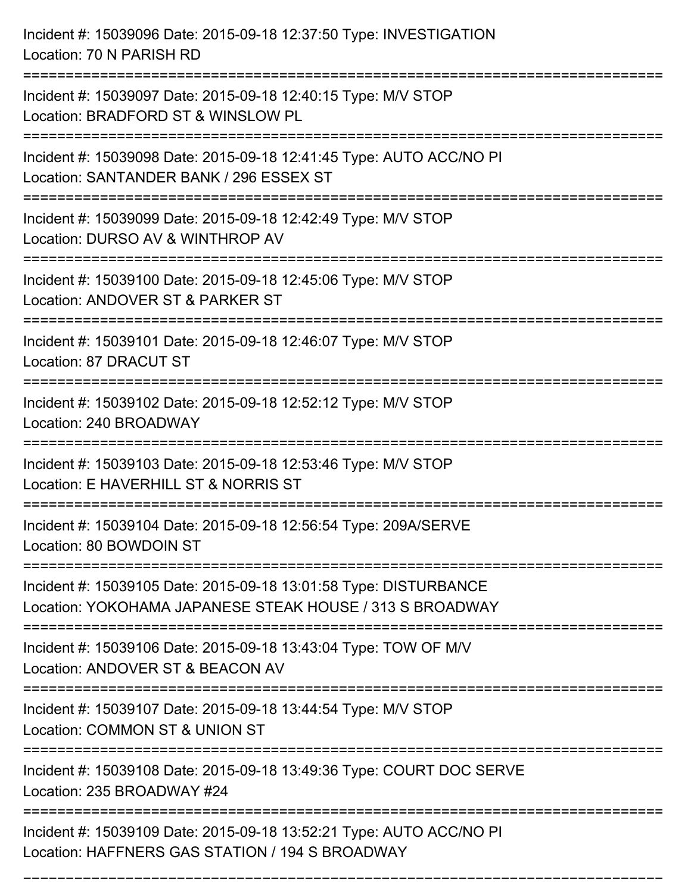Incident #: 15039096 Date: 2015-09-18 12:37:50 Type: INVESTIGATION
Location: 70 N PARISH RD

===========================================================================

Incident #: 15039097 Date: 2015-09-18 12:40:15 Type: M/V STOP
Location: BRADFORD ST & WINSLOW PL

===========================================================================

Incident #: 15039098 Date: 2015-09-18 12:41:45 Type: AUTO ACC/NO PI
Location: SANTANDER BANK / 296 ESSEX ST

===========================================================================

Incident #: 15039099 Date: 2015-09-18 12:42:49 Type: M/V STOP
Location: DURSO AV & WINTHROP AV

===========================================================================

Incident #: 15039100 Date: 2015-09-18 12:45:06 Type: M/V STOP
Location: ANDOVER ST & PARKER ST

===========================================================================

Incident #: 15039101 Date: 2015-09-18 12:46:07 Type: M/V STOP
Location: 87 DRACUT ST

===========================================================================

Incident #: 15039102 Date: 2015-09-18 12:52:12 Type: M/V STOP
Location: 240 BROADWAY

===========================================================================

Incident #: 15039103 Date: 2015-09-18 12:53:46 Type: M/V STOP
Location: E HAVERHILL ST & NORRIS ST

===========================================================================

Incident #: 15039104 Date: 2015-09-18 12:56:54 Type: 209A/SERVE
Location: 80 BOWDOIN ST

===========================================================================

Incident #: 15039105 Date: 2015-09-18 13:01:58 Type: DISTURBANCE
Location: YOKOHAMA JAPANESE STEAK HOUSE / 313 S BROADWAY

===========================================================================

Incident #: 15039106 Date: 2015-09-18 13:43:04 Type: TOW OF M/V
Location: ANDOVER ST & BEACON AV

===========================================================================

Incident #: 15039107 Date: 2015-09-18 13:44:54 Type: M/V STOP
Location: COMMON ST & UNION ST

===========================================================================

Incident #: 15039108 Date: 2015-09-18 13:49:36 Type: COURT DOC SERVE
Location: 235 BROADWAY #24

===========================================================================

Incident #: 15039109 Date: 2015-09-18 13:52:21 Type: AUTO ACC/NO PI
Location: HAFFNERS GAS STATION / 194 S BROADWAY

===========================================================================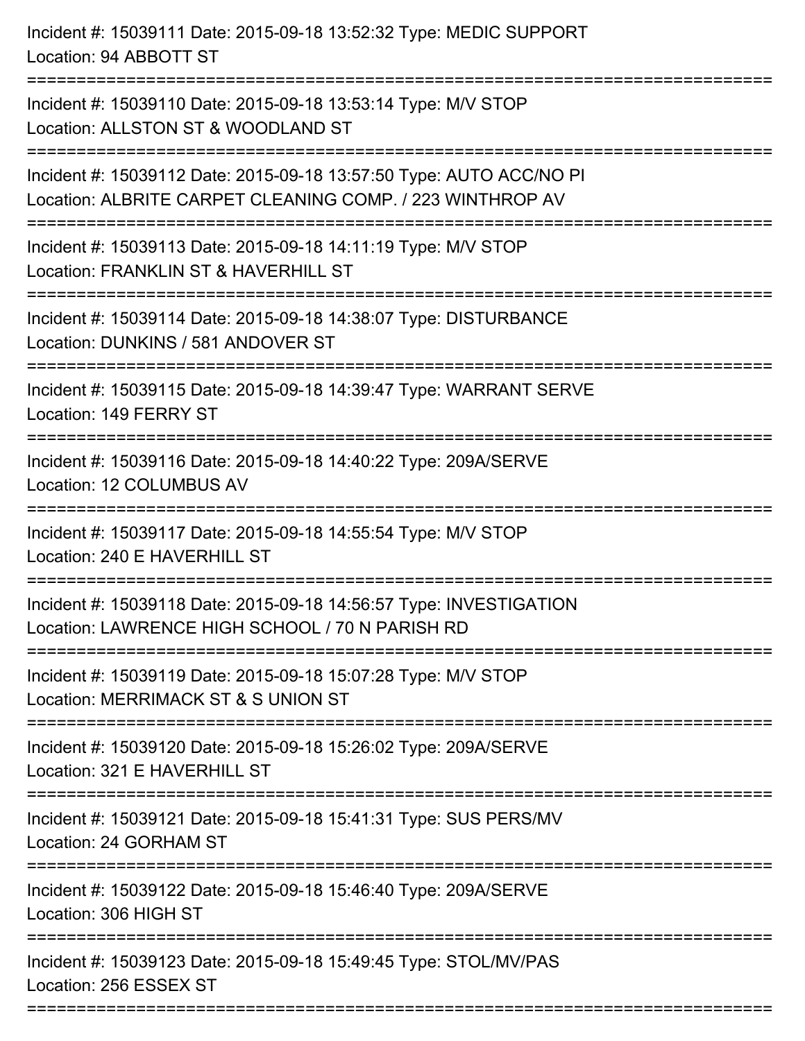Incident #: 15039111 Date: 2015-09-18 13:52:32 Type: MEDIC SUPPORT
Location: 94 ABBOTT ST

===========================================================================

Incident #: 15039110 Date: 2015-09-18 13:53:14 Type: M/V STOP
Location: ALLSTON ST & WOODLAND ST

===========================================================================

Incident #: 15039112 Date: 2015-09-18 13:57:50 Type: AUTO ACC/NO PI
Location: ALBRITE CARPET CLEANING COMP. / 223 WINTHROP AV

===========================================================================

Incident #: 15039113 Date: 2015-09-18 14:11:19 Type: M/V STOP
Location: FRANKLIN ST & HAVERHILL ST

===========================================================================

Incident #: 15039114 Date: 2015-09-18 14:38:07 Type: DISTURBANCE
Location: DUNKINS / 581 ANDOVER ST

===========================================================================

Incident #: 15039115 Date: 2015-09-18 14:39:47 Type: WARRANT SERVE
Location: 149 FERRY ST

===========================================================================

Incident #: 15039116 Date: 2015-09-18 14:40:22 Type: 209A/SERVE
Location: 12 COLUMBUS AV

===========================================================================

Incident #: 15039117 Date: 2015-09-18 14:55:54 Type: M/V STOP
Location: 240 E HAVERHILL ST

===========================================================================

Incident #: 15039118 Date: 2015-09-18 14:56:57 Type: INVESTIGATION
Location: LAWRENCE HIGH SCHOOL / 70 N PARISH RD

===========================================================================

Incident #: 15039119 Date: 2015-09-18 15:07:28 Type: M/V STOP
Location: MERRIMACK ST & S UNION ST

===========================================================================

Incident #: 15039120 Date: 2015-09-18 15:26:02 Type: 209A/SERVE
Location: 321 E HAVERHILL ST

===========================================================================

Incident #: 15039121 Date: 2015-09-18 15:41:31 Type: SUS PERS/MV
Location: 24 GORHAM ST

===========================================================================

Incident #: 15039122 Date: 2015-09-18 15:46:40 Type: 209A/SERVE
Location: 306 HIGH ST

===========================================================================

Incident #: 15039123 Date: 2015-09-18 15:49:45 Type: STOL/MV/PAS
Location: 256 ESSEX ST

===========================================================================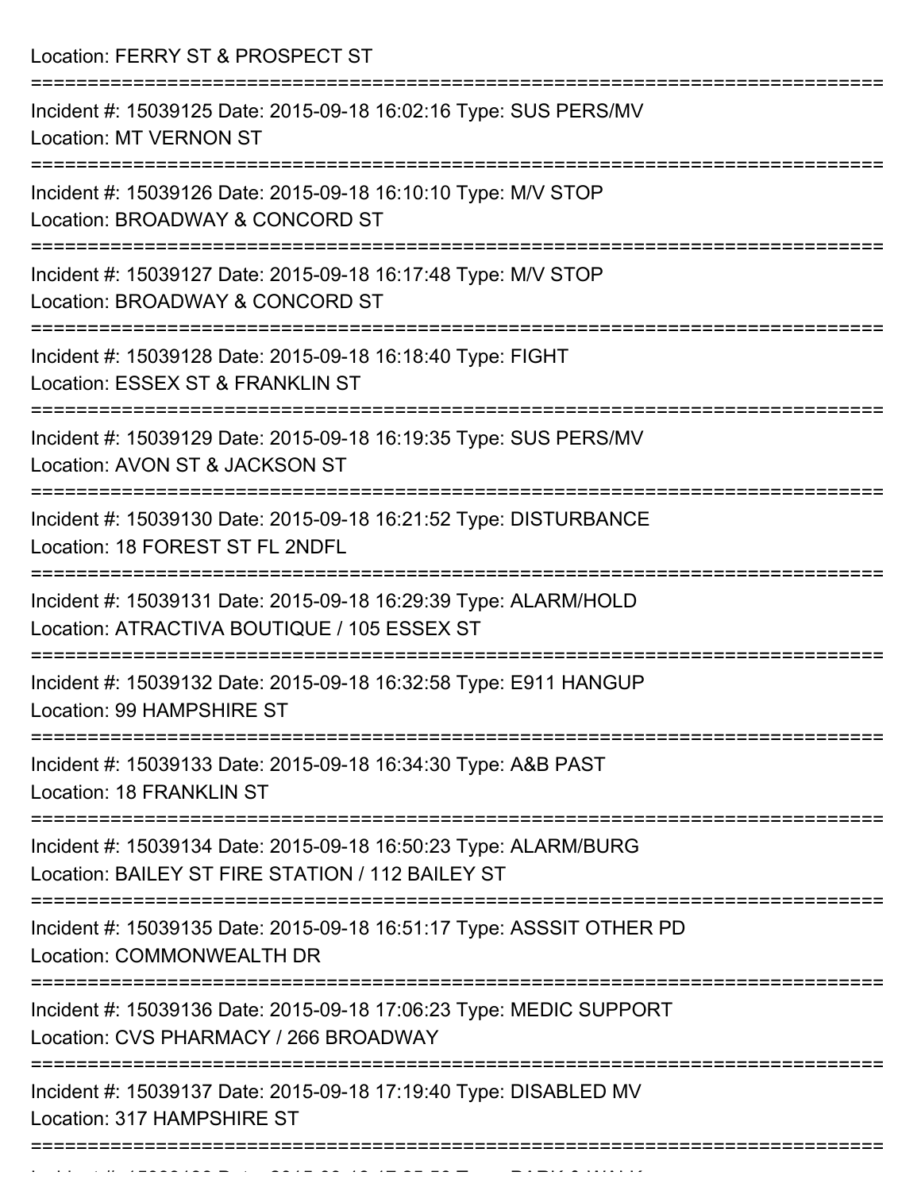Location: FERRY ST & PROSPECT ST

===========================================================================

Incident #: 15039125 Date: 2015-09-18 16:02:16 Type: SUS PERS/MV
Location: MT VERNON ST

===========================================================================

Incident #: 15039126 Date: 2015-09-18 16:10:10 Type: M/V STOP
Location: BROADWAY & CONCORD ST

===========================================================================

Incident #: 15039127 Date: 2015-09-18 16:17:48 Type: M/V STOP
Location: BROADWAY & CONCORD ST

===========================================================================

Incident #: 15039128 Date: 2015-09-18 16:18:40 Type: FIGHT
Location: ESSEX ST & FRANKLIN ST

===========================================================================

Incident #: 15039129 Date: 2015-09-18 16:19:35 Type: SUS PERS/MV
Location: AVON ST & JACKSON ST

===========================================================================

Incident #: 15039130 Date: 2015-09-18 16:21:52 Type: DISTURBANCE
Location: 18 FOREST ST FL 2NDFL

===========================================================================

Incident #: 15039131 Date: 2015-09-18 16:29:39 Type: ALARM/HOLD
Location: ATRACTIVA BOUTIQUE / 105 ESSEX ST

===========================================================================

Incident #: 15039132 Date: 2015-09-18 16:32:58 Type: E911 HANGUP
Location: 99 HAMPSHIRE ST

===========================================================================

Incident #: 15039133 Date: 2015-09-18 16:34:30 Type: A&B PAST
Location: 18 FRANKLIN ST

===========================================================================

Incident #: 15039134 Date: 2015-09-18 16:50:23 Type: ALARM/BURG
Location: BAILEY ST FIRE STATION / 112 BAILEY ST

===========================================================================

Incident #: 15039135 Date: 2015-09-18 16:51:17 Type: ASSSIT OTHER PD
Location: COMMONWEALTH DR

===========================================================================

Incident #: 15039136 Date: 2015-09-18 17:06:23 Type: MEDIC SUPPORT
Location: CVS PHARMACY / 266 BROADWAY

===========================================================================

Incident #: 15039137 Date: 2015-09-18 17:19:40 Type: DISABLED MV
Location: 317 HAMPSHIRE ST

===========================================================================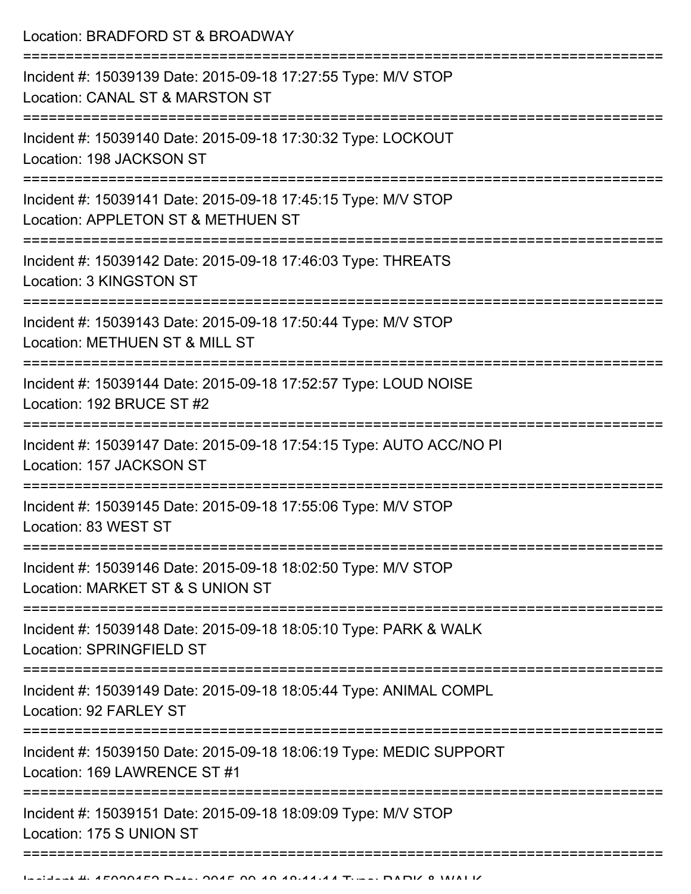Location: BRADFORD ST & BROADWAY

===========================================================================

Incident #: 15039139 Date: 2015-09-18 17:27:55 Type: M/V STOP
Location: CANAL ST & MARSTON ST

===========================================================================

Incident #: 15039140 Date: 2015-09-18 17:30:32 Type: LOCKOUT
Location: 198 JACKSON ST

===========================================================================

Incident #: 15039141 Date: 2015-09-18 17:45:15 Type: M/V STOP
Location: APPLETON ST & METHUEN ST

===========================================================================

Incident #: 15039142 Date: 2015-09-18 17:46:03 Type: THREATS
Location: 3 KINGSTON ST

===========================================================================

Incident #: 15039143 Date: 2015-09-18 17:50:44 Type: M/V STOP
Location: METHUEN ST & MILL ST

===========================================================================

Incident #: 15039144 Date: 2015-09-18 17:52:57 Type: LOUD NOISE
Location: 192 BRUCE ST #2

===========================================================================

Incident #: 15039147 Date: 2015-09-18 17:54:15 Type: AUTO ACC/NO PI
Location: 157 JACKSON ST

===========================================================================

Incident #: 15039145 Date: 2015-09-18 17:55:06 Type: M/V STOP
Location: 83 WEST ST

===========================================================================

Incident #: 15039146 Date: 2015-09-18 18:02:50 Type: M/V STOP
Location: MARKET ST & S UNION ST

===========================================================================

Incident #: 15039148 Date: 2015-09-18 18:05:10 Type: PARK & WALK
Location: SPRINGFIELD ST

===========================================================================

Incident #: 15039149 Date: 2015-09-18 18:05:44 Type: ANIMAL COMPL
Location: 92 FARLEY ST

===========================================================================

Incident #: 15039150 Date: 2015-09-18 18:06:19 Type: MEDIC SUPPORT
Location: 169 LAWRENCE ST #1

===========================================================================

Incident #: 15039151 Date: 2015-09-18 18:09:09 Type: M/V STOP
Location: 175 S UNION ST

===========================================================================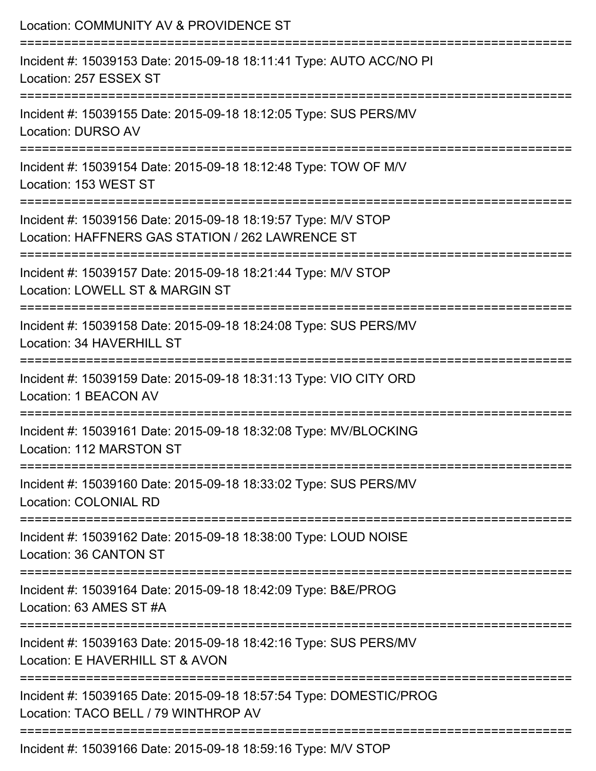Location: COMMUNITY AV & PROVIDENCE ST

===========================================================================

Incident #: 15039153 Date: 2015-09-18 18:11:41 Type: AUTO ACC/NO PI
Location: 257 ESSEX ST

===========================================================================

Incident #: 15039155 Date: 2015-09-18 18:12:05 Type: SUS PERS/MV
Location: DURSO AV

===========================================================================

Incident #: 15039154 Date: 2015-09-18 18:12:48 Type: TOW OF M/V
Location: 153 WEST ST

===========================================================================

Incident #: 15039156 Date: 2015-09-18 18:19:57 Type: M/V STOP
Location: HAFFNERS GAS STATION / 262 LAWRENCE ST

===========================================================================

Incident #: 15039157 Date: 2015-09-18 18:21:44 Type: M/V STOP
Location: LOWELL ST & MARGIN ST

===========================================================================

Incident #: 15039158 Date: 2015-09-18 18:24:08 Type: SUS PERS/MV
Location: 34 HAVERHILL ST

===========================================================================

Incident #: 15039159 Date: 2015-09-18 18:31:13 Type: VIO CITY ORD
Location: 1 BEACON AV

===========================================================================

Incident #: 15039161 Date: 2015-09-18 18:32:08 Type: MV/BLOCKING
Location: 112 MARSTON ST

===========================================================================

Incident #: 15039160 Date: 2015-09-18 18:33:02 Type: SUS PERS/MV
Location: COLONIAL RD

===========================================================================

Incident #: 15039162 Date: 2015-09-18 18:38:00 Type: LOUD NOISE
Location: 36 CANTON ST

===========================================================================

Incident #: 15039164 Date: 2015-09-18 18:42:09 Type: B&E/PROG
Location: 63 AMES ST #A

===========================================================================

Incident #: 15039163 Date: 2015-09-18 18:42:16 Type: SUS PERS/MV
Location: E HAVERHILL ST & AVON

===========================================================================

Incident #: 15039165 Date: 2015-09-18 18:57:54 Type: DOMESTIC/PROG
Location: TACO BELL / 79 WINTHROP AV

===========================================================================

Incident #: 15039166 Date: 2015-09-18 18:59:16 Type: M/V STOP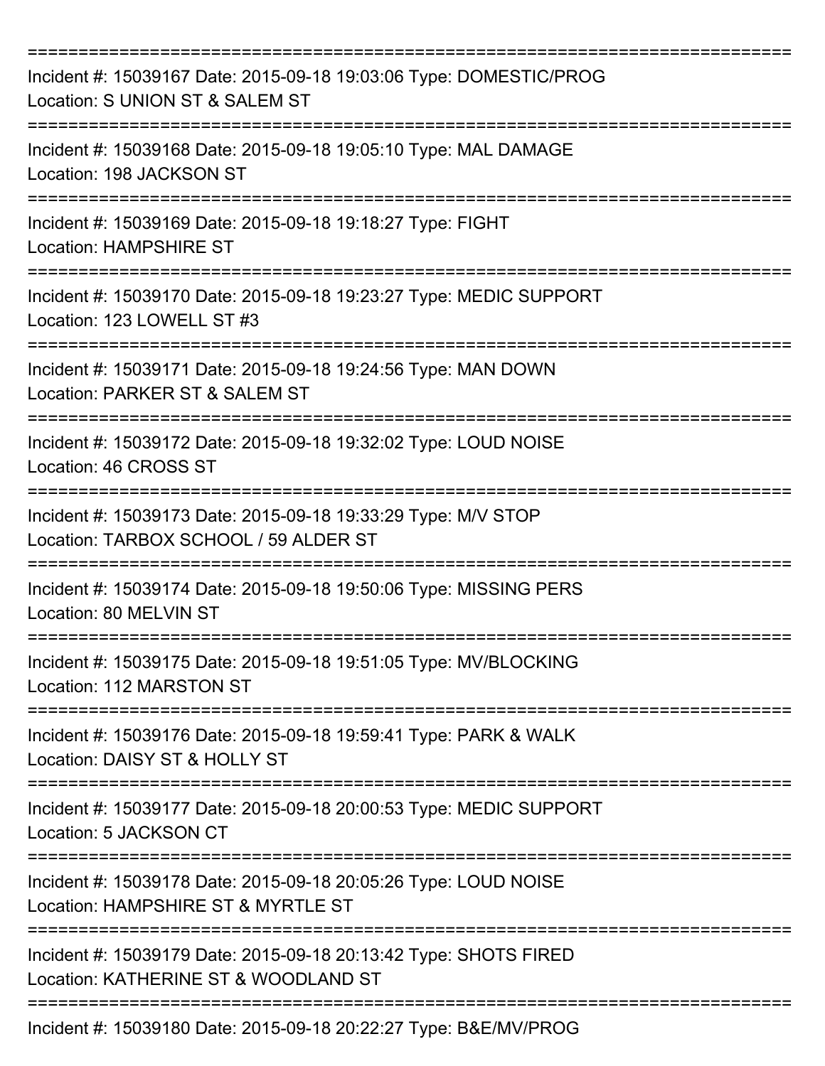===========================================================================

Incident #: 15039167 Date: 2015-09-18 19:03:06 Type: DOMESTIC/PROG
Location: S UNION ST & SALEM ST

===========================================================================

Incident #: 15039168 Date: 2015-09-18 19:05:10 Type: MAL DAMAGE
Location: 198 JACKSON ST

===========================================================================

Incident #: 15039169 Date: 2015-09-18 19:18:27 Type: FIGHT
Location: HAMPSHIRE ST

===========================================================================

Incident #: 15039170 Date: 2015-09-18 19:23:27 Type: MEDIC SUPPORT
Location: 123 LOWELL ST #3

===========================================================================

Incident #: 15039171 Date: 2015-09-18 19:24:56 Type: MAN DOWN
Location: PARKER ST & SALEM ST

===========================================================================

Incident #: 15039172 Date: 2015-09-18 19:32:02 Type: LOUD NOISE
Location: 46 CROSS ST

===========================================================================

Incident #: 15039173 Date: 2015-09-18 19:33:29 Type: M/V STOP
Location: TARBOX SCHOOL / 59 ALDER ST

===========================================================================

Incident #: 15039174 Date: 2015-09-18 19:50:06 Type: MISSING PERS
Location: 80 MELVIN ST

===========================================================================

Incident #: 15039175 Date: 2015-09-18 19:51:05 Type: MV/BLOCKING
Location: 112 MARSTON ST

===========================================================================

Incident #: 15039176 Date: 2015-09-18 19:59:41 Type: PARK & WALK
Location: DAISY ST & HOLLY ST

===========================================================================

Incident #: 15039177 Date: 2015-09-18 20:00:53 Type: MEDIC SUPPORT
Location: 5 JACKSON CT

===========================================================================

Incident #: 15039178 Date: 2015-09-18 20:05:26 Type: LOUD NOISE
Location: HAMPSHIRE ST & MYRTLE ST

===========================================================================

Incident #: 15039179 Date: 2015-09-18 20:13:42 Type: SHOTS FIRED
Location: KATHERINE ST & WOODLAND ST

===========================================================================

Incident #: 15039180 Date: 2015-09-18 20:22:27 Type: B&E/MV/PROG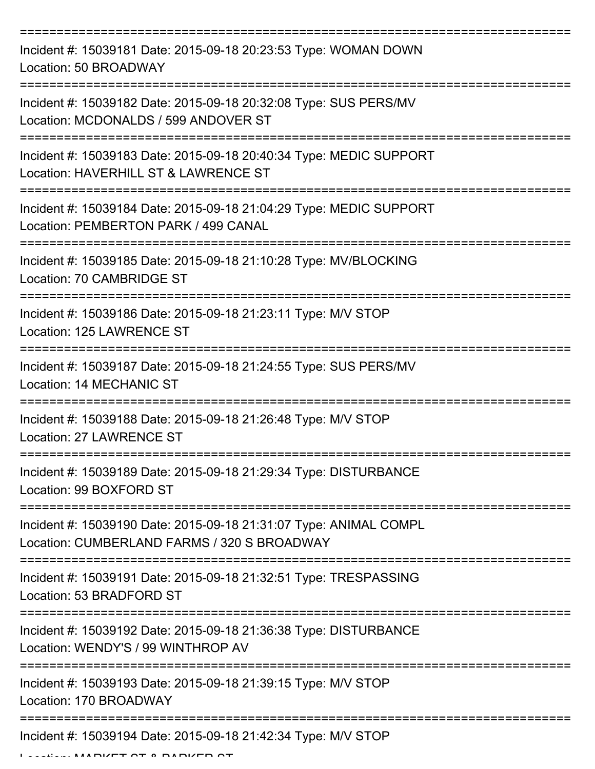===========================================================================

Incident #: 15039181 Date: 2015-09-18 20:23:53 Type: WOMAN DOWN
Location: 50 BROADWAY

===========================================================================

Incident #: 15039182 Date: 2015-09-18 20:32:08 Type: SUS PERS/MV
Location: MCDONALDS / 599 ANDOVER ST

===========================================================================

Incident #: 15039183 Date: 2015-09-18 20:40:34 Type: MEDIC SUPPORT
Location: HAVERHILL ST & LAWRENCE ST

===========================================================================

Incident #: 15039184 Date: 2015-09-18 21:04:29 Type: MEDIC SUPPORT
Location: PEMBERTON PARK / 499 CANAL

===========================================================================

Incident #: 15039185 Date: 2015-09-18 21:10:28 Type: MV/BLOCKING
Location: 70 CAMBRIDGE ST

===========================================================================

Incident #: 15039186 Date: 2015-09-18 21:23:11 Type: M/V STOP
Location: 125 LAWRENCE ST

===========================================================================

Incident #: 15039187 Date: 2015-09-18 21:24:55 Type: SUS PERS/MV
Location: 14 MECHANIC ST

===========================================================================

Incident #: 15039188 Date: 2015-09-18 21:26:48 Type: M/V STOP
Location: 27 LAWRENCE ST

===========================================================================

Incident #: 15039189 Date: 2015-09-18 21:29:34 Type: DISTURBANCE
Location: 99 BOXFORD ST

===========================================================================

Incident #: 15039190 Date: 2015-09-18 21:31:07 Type: ANIMAL COMPL
Location: CUMBERLAND FARMS / 320 S BROADWAY

===========================================================================

Incident #: 15039191 Date: 2015-09-18 21:32:51 Type: TRESPASSING
Location: 53 BRADFORD ST

===========================================================================

Incident #: 15039192 Date: 2015-09-18 21:36:38 Type: DISTURBANCE
Location: WENDY'S / 99 WINTHROP AV

===========================================================================

Incident #: 15039193 Date: 2015-09-18 21:39:15 Type: M/V STOP
Location: 170 BROADWAY

===========================================================================

Incident #: 15039194 Date: 2015-09-18 21:42:34 Type: M/V STOP
Location: MARKET ST & PARKER ST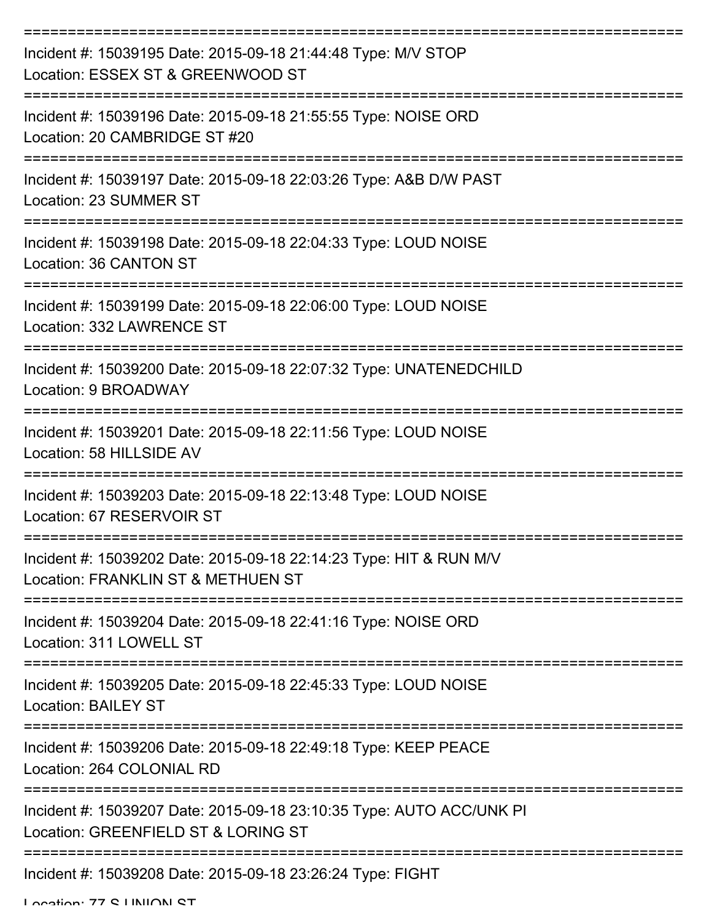===========================================================================

Incident #: 15039195 Date: 2015-09-18 21:44:48 Type: M/V STOP
Location: ESSEX ST & GREENWOOD ST

===========================================================================

Incident #: 15039196 Date: 2015-09-18 21:55:55 Type: NOISE ORD
Location: 20 CAMBRIDGE ST #20

===========================================================================

Incident #: 15039197 Date: 2015-09-18 22:03:26 Type: A&B D/W PAST
Location: 23 SUMMER ST

===========================================================================

Incident #: 15039198 Date: 2015-09-18 22:04:33 Type: LOUD NOISE
Location: 36 CANTON ST

===========================================================================

Incident #: 15039199 Date: 2015-09-18 22:06:00 Type: LOUD NOISE
Location: 332 LAWRENCE ST

===========================================================================

Incident #: 15039200 Date: 2015-09-18 22:07:32 Type: UNATENEDCHILD
Location: 9 BROADWAY

===========================================================================

Incident #: 15039201 Date: 2015-09-18 22:11:56 Type: LOUD NOISE
Location: 58 HILLSIDE AV

===========================================================================

Incident #: 15039203 Date: 2015-09-18 22:13:48 Type: LOUD NOISE
Location: 67 RESERVOIR ST

===========================================================================

Incident #: 15039202 Date: 2015-09-18 22:14:23 Type: HIT & RUN M/V
Location: FRANKLIN ST & METHUEN ST

===========================================================================

Incident #: 15039204 Date: 2015-09-18 22:41:16 Type: NOISE ORD
Location: 311 LOWELL ST

===========================================================================

Incident #: 15039205 Date: 2015-09-18 22:45:33 Type: LOUD NOISE
Location: BAILEY ST

===========================================================================

Incident #: 15039206 Date: 2015-09-18 22:49:18 Type: KEEP PEACE
Location: 264 COLONIAL RD

===========================================================================

Incident #: 15039207 Date: 2015-09-18 23:10:35 Type: AUTO ACC/UNK PI
Location: GREENFIELD ST & LORING ST

===========================================================================

Incident #: 15039208 Date: 2015-09-18 23:26:24 Type: FIGHT
Location: 77 S UNION ST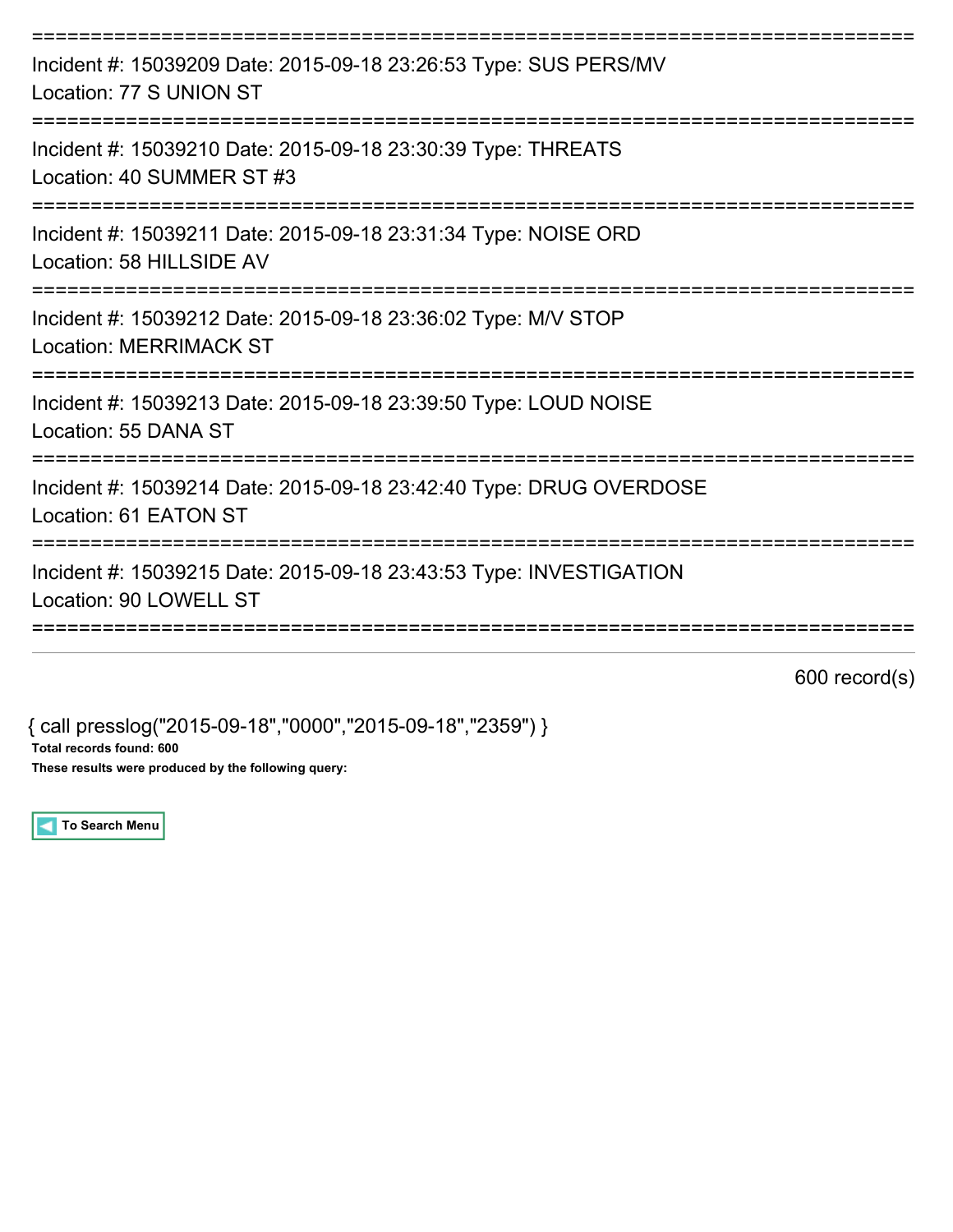===========================================================================

Incident #: 15039209 Date: 2015-09-18 23:26:53 Type: SUS PERS/MV
Location: 77 S UNION ST

===========================================================================

Incident #: 15039210 Date: 2015-09-18 23:30:39 Type: THREATS
Location: 40 SUMMER ST #3

===========================================================================

Incident #: 15039211 Date: 2015-09-18 23:31:34 Type: NOISE ORD
Location: 58 HILLSIDE AV

===========================================================================

Incident #: 15039212 Date: 2015-09-18 23:36:02 Type: M/V STOP
Location: MERRIMACK ST

===========================================================================

Incident #: 15039213 Date: 2015-09-18 23:39:50 Type: LOUD NOISE
Location: 55 DANA ST

===========================================================================

Incident #: 15039214 Date: 2015-09-18 23:42:40 Type: DRUG OVERDOSE
Location: 61 EATON ST

===========================================================================

Incident #: 15039215 Date: 2015-09-18 23:43:53 Type: INVESTIGATION
Location: 90 LOWELL ST

===========================================================================

600 record(s)

{ call presslog("2015-09-18","0000","2015-09-18","2359") }

**Total records found: 600**

**These results were produced by the following query:**

To Search Menu